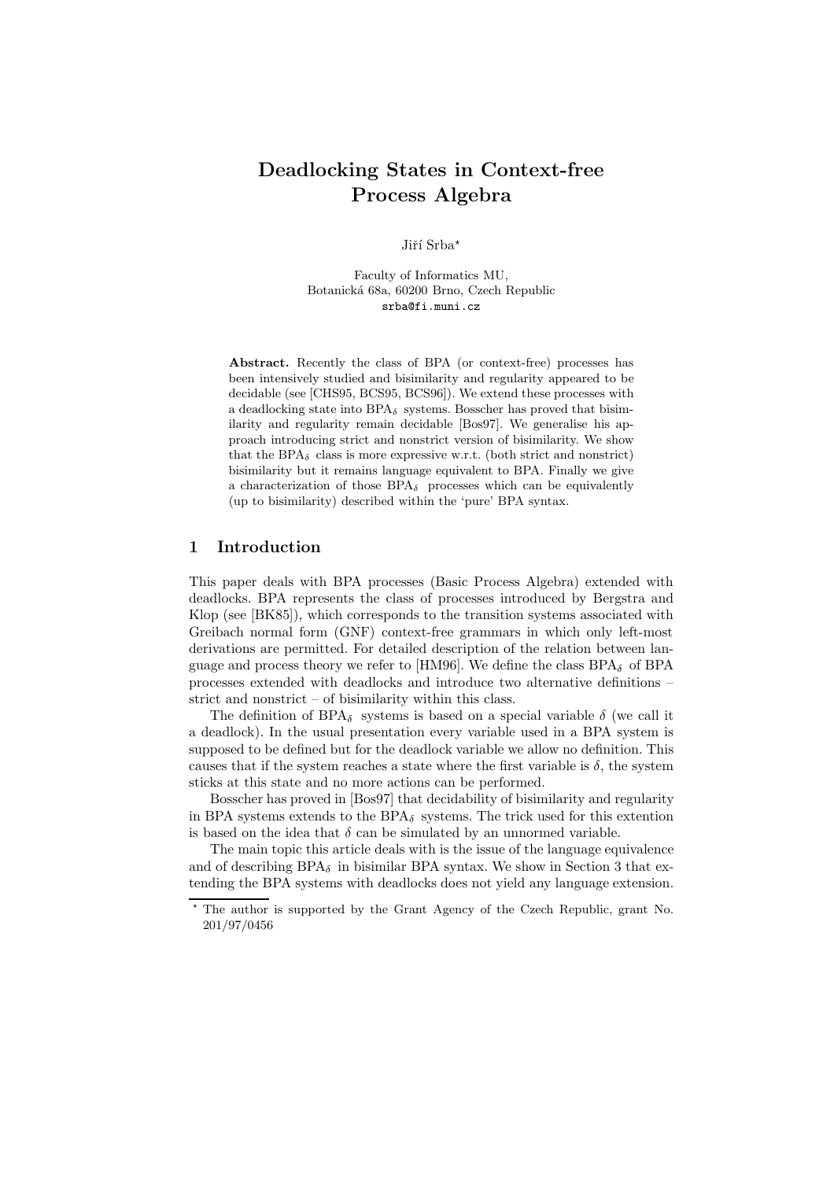# Deadlocking States in Context-free Process Algebra

Jiří Srba*

Faculty of Informatics MU,
Botanická 68a, 60200 Brno, Czech Republic
srba@fi.muni.cz

**Abstract.** Recently the class of BPA (or context-free) processes has been intensively studied and bisimilarity and regularity appeared to be decidable (see [CHS95, BCS95, BCS96]). We extend these processes with a deadlocking state into $\mathrm{BPA}_\delta$ systems. Bosscher has proved that bisimilarity and regularity remain decidable [Bos97]. We generalise his approach introducing strict and nonstrict version of bisimilarity. We show that the $\mathrm{BPA}_\delta$ class is more expressive w.r.t. (both strict and nonstrict) bisimilarity but it remains language equivalent to BPA. Finally we give a characterization of those $\mathrm{BPA}_\delta$ processes which can be equivalently (up to bisimilarity) described within the 'pure' BPA syntax.

## 1 Introduction

This paper deals with BPA processes (Basic Process Algebra) extended with deadlocks. BPA represents the class of processes introduced by Bergstra and Klop (see [BK85]), which corresponds to the transition systems associated with Greibach normal form (GNF) context-free grammars in which only left-most derivations are permitted. For detailed description of the relation between language and process theory we refer to [HM96]. We define the class $\mathrm{BPA}_\delta$ of BPA processes extended with deadlocks and introduce two alternative definitions – strict and nonstrict – of bisimilarity within this class.

The definition of $\mathrm{BPA}_\delta$ systems is based on a special variable $\delta$ (we call it a deadlock). In the usual presentation every variable used in a BPA system is supposed to be defined but for the deadlock variable we allow no definition. This causes that if the system reaches a state where the first variable is $\delta$, the system sticks at this state and no more actions can be performed.

Bosscher has proved in [Bos97] that decidability of bisimilarity and regularity in BPA systems extends to the $\mathrm{BPA}_\delta$ systems. The trick used for this extention is based on the idea that $\delta$ can be simulated by an unnormed variable.

The main topic this article deals with is the issue of the language equivalence and of describing $\mathrm{BPA}_\delta$ in bisimilar BPA syntax. We show in Section 3 that extending the BPA systems with deadlocks does not yield any language extension.

* The author is supported by the Grant Agency of the Czech Republic, grant No. 201/97/0456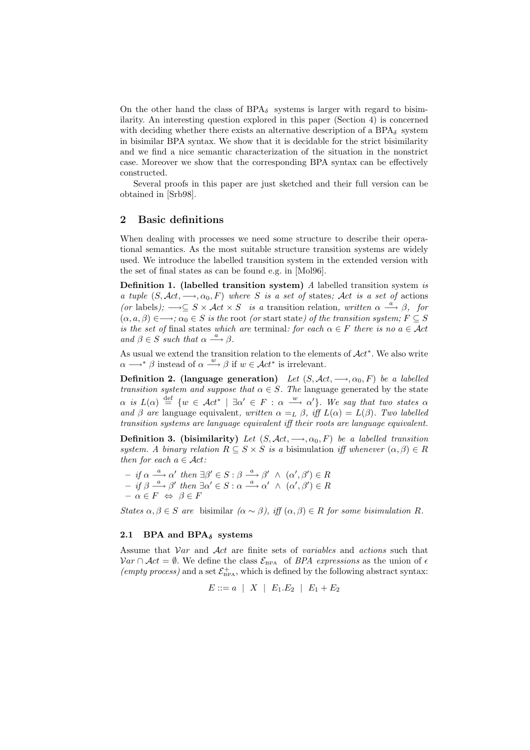On the other hand the class of $\mathrm{BPA}_\delta$ systems is larger with regard to bisimilarity. An interesting question explored in this paper (Section 4) is concerned with deciding whether there exists an alternative description of a $\mathrm{BPA}_\delta$ system in bisimilar BPA syntax. We show that it is decidable for the strict bisimilarity and we find a nice semantic characterization of the situation in the nonstrict case. Moreover we show that the corresponding BPA syntax can be effectively constructed.

Several proofs in this paper are just sketched and their full version can be obtained in [Srb98].

## 2 Basic definitions

When dealing with processes we need some structure to describe their operational semantics. As the most suitable structure transition systems are widely used. We introduce the labelled transition system in the extended version with the set of final states as can be found e.g. in [Mol96].

**Definition 1. (labelled transition system)** *A* labelled transition system *is a tuple* $(S, \mathcal{A}ct, \longrightarrow, \alpha_0, F)$ *where* $S$ *is a set of* states*;* $\mathcal{A}ct$ *is a set of* actions *(or* labels*);* $\longrightarrow \subseteq S \times \mathcal{A}ct \times S$ *is a* transition relation*, written* $\alpha \stackrel{a}{\longrightarrow} \beta$*, for* $(\alpha, a, \beta) \in \longrightarrow$*;* $\alpha_0 \in S$ *is the* root *(or* start state*) of the transition system;* $F \subseteq S$ *is the set of* final states *which are* terminal*: for each* $\alpha \in F$ *there is no* $a \in \mathcal{A}ct$ *and* $\beta \in S$ *such that* $\alpha \stackrel{a}{\longrightarrow} \beta$.

As usual we extend the transition relation to the elements of $\mathcal{A}ct^*$. We also write $\alpha \longrightarrow^* \beta$ instead of $\alpha \stackrel{w}{\longrightarrow} \beta$ if $w \in \mathcal{A}ct^*$ is irrelevant.

**Definition 2. (language generation)** *Let* $(S, \mathcal{A}ct, \longrightarrow, \alpha_0, F)$ *be a labelled transition system and suppose that* $\alpha \in S$*. The* language generated by the state $\alpha$ *is* $L(\alpha) \stackrel{\text{def}}{=} \{w \in \mathcal{A}ct^* \mid \exists \alpha' \in F : \alpha \stackrel{w}{\longrightarrow} \alpha'\}$*. We say that two states* $\alpha$ *and* $\beta$ *are* language equivalent*, written* $\alpha =_L \beta$*, iff* $L(\alpha) = L(\beta)$*. Two labelled transition systems are language equivalent iff their roots are language equivalent.*

**Definition 3. (bisimilarity)** *Let* $(S, \mathcal{A}ct, \longrightarrow, \alpha_0, F)$ *be a labelled transition system. A binary relation* $R \subseteq S \times S$ *is a* bisimulation *iff whenever* $(\alpha, \beta) \in R$ *then for each* $a \in \mathcal{A}ct$*:*

- *if* $\alpha \stackrel{a}{\longrightarrow} \alpha'$ *then* $\exists \beta' \in S : \beta \stackrel{a}{\longrightarrow} \beta' \ \wedge \ (\alpha', \beta') \in R$
- *if* $\beta \stackrel{a}{\longrightarrow} \beta'$ *then* $\exists \alpha' \in S : \alpha \stackrel{a}{\longrightarrow} \alpha' \ \wedge \ (\alpha', \beta') \in R$
- $\alpha \in F \ \Leftrightarrow \ \beta \in F$

*States* $\alpha, \beta \in S$ *are* bisimilar *(*$\alpha \sim \beta$*), iff* $(\alpha, \beta) \in R$ *for some bisimulation* $R$*.*

### 2.1 BPA and $\mathrm{BPA}_\delta$ systems

Assume that $\mathcal{V}ar$ and $\mathcal{A}ct$ are finite sets of *variables* and *actions* such that $\mathcal{V}ar \cap \mathcal{A}ct = \emptyset$. We define the class $\mathcal{E}_{\mathrm{BPA}}$ of *BPA expressions* as the union of $\epsilon$ *(empty process)* and a set $\mathcal{E}^{+}_{\mathrm{BPA}}$, which is defined by the following abstract syntax:

$$E ::= a \ \mid \ X \ \mid \ E_1.E_2 \ \mid \ E_1 + E_2$$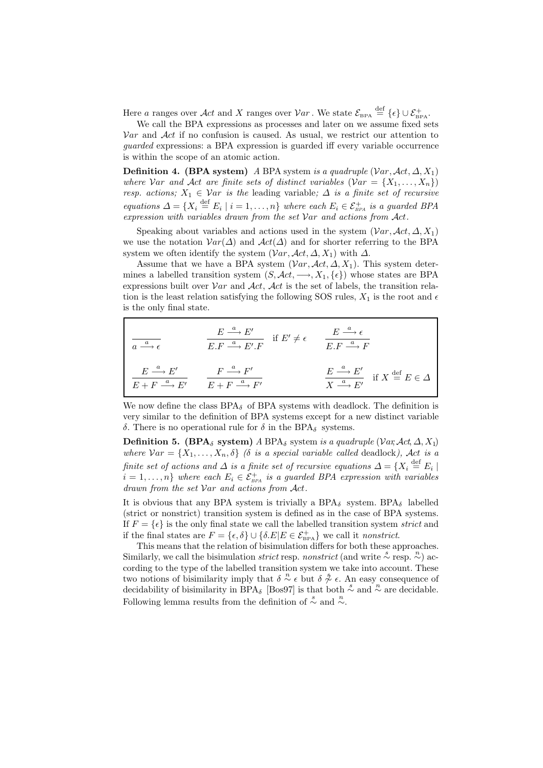Here $a$ ranges over $\mathcal{A}ct$ and $X$ ranges over $\mathcal{V}ar$. We state $\mathcal{E}_{\text{BPA}} \stackrel{\text{def}}{=} \{\epsilon\} \cup \mathcal{E}^+_{\text{BPA}}$.

We call the BPA expressions as processes and later on we assume fixed sets $\mathcal{V}ar$ and $\mathcal{A}ct$ if no confusion is caused. As usual, we restrict our attention to *guarded* expressions: a BPA expression is guarded iff every variable occurrence is within the scope of an atomic action.

**Definition 4. (BPA system)** *A* BPA system *is a quadruple* $(\mathcal{V}ar, \mathcal{A}ct, \Delta, X_1)$ *where* $\mathcal{V}ar$ *and* $\mathcal{A}ct$ *are finite sets of distinct variables* ($\mathcal{V}ar = \{X_1, \ldots, X_n\}$) *resp. actions;* $X_1 \in \mathcal{V}ar$ *is the* leading variable*;* $\Delta$ *is a finite set of recursive equations* $\Delta = \{X_i \stackrel{\text{def}}{=} E_i \mid i = 1, \ldots, n\}$ *where each* $E_i \in \mathcal{E}^+_{\scriptscriptstyle BPA}$ *is a guarded BPA expression with variables drawn from the set* $\mathcal{V}ar$ *and actions from* $\mathcal{A}ct$.

Speaking about variables and actions used in the system $(\mathcal{V}ar, \mathcal{A}ct, \Delta, X_1)$ we use the notation $\mathcal{V}ar(\Delta)$ and $\mathcal{A}ct(\Delta)$ and for shorter referring to the BPA system we often identify the system $(\mathcal{V}ar, \mathcal{A}ct, \Delta, X_1)$ with $\Delta$.

Assume that we have a BPA system $(\mathcal{V}ar, \mathcal{A}ct, \Delta, X_1)$. This system determines a labelled transition system $(S, \mathcal{A}ct, \longrightarrow, X_1, \{\epsilon\})$ whose states are BPA expressions built over $\mathcal{V}ar$ and $\mathcal{A}ct$, $\mathcal{A}ct$ is the set of labels, the transition relation is the least relation satisfying the following SOS rules, $X_1$ is the root and $\epsilon$ is the only final state.

$$\frac{}{a \xrightarrow{a} \epsilon} \qquad \frac{E \xrightarrow{a} E'}{E.F \xrightarrow{a} E'.F} \text{ if } E' \neq \epsilon \qquad \frac{E \xrightarrow{a} \epsilon}{E.F \xrightarrow{a} F}$$

$$\frac{E \xrightarrow{a} E'}{E + F \xrightarrow{a} E'} \qquad \frac{F \xrightarrow{a} F'}{E + F \xrightarrow{a} F'} \qquad \frac{E \xrightarrow{a} E'}{X \xrightarrow{a} E'} \text{ if } X \stackrel{\text{def}}{=} E \in \Delta$$

We now define the class $\text{BPA}_\delta$ of BPA systems with deadlock. The definition is very similar to the definition of BPA systems except for a new distinct variable $\delta$. There is no operational rule for $\delta$ in the $\text{BPA}_\delta$ systems.

**Definition 5. ($\text{BPA}_\delta$ system)** *A* $\text{BPA}_\delta$ system *is a quadruple* $(\mathcal{V}ar, \mathcal{A}ct, \Delta, X_1)$ *where* $\mathcal{V}ar = \{X_1, \ldots, X_n, \delta\}$ *($\delta$ is a special variable called* deadlock*),* $\mathcal{A}ct$ *is a finite set of actions and* $\Delta$ *is a finite set of recursive equations* $\Delta = \{X_i \stackrel{\text{def}}{=} E_i \mid i = 1, \ldots, n\}$ *where each* $E_i \in \mathcal{E}^+_{\scriptscriptstyle BPA}$ *is a guarded BPA expression with variables drawn from the set* $\mathcal{V}ar$ *and actions from* $\mathcal{A}ct$.

It is obvious that any BPA system is trivially a $\text{BPA}_\delta$ system. $\text{BPA}_\delta$ labelled (strict or nonstrict) transition system is defined as in the case of BPA systems. If $F = \{\epsilon\}$ is the only final state we call the labelled transition system *strict* and if the final states are $F = \{\epsilon, \delta\} \cup \{\delta.E | E \in \mathcal{E}^+_{\text{BPA}}\}$ we call it *nonstrict*.

This means that the relation of bisimulation differs for both these approaches. Similarly, we call the bisimulation *strict* resp. *nonstrict* (and write $\stackrel{s}{\sim}$ resp. $\stackrel{n}{\sim}$) according to the type of the labelled transition system we take into account. These two notions of bisimilarity imply that $\delta \stackrel{n}{\sim} \epsilon$ but $\delta \stackrel{s}{\not\sim} \epsilon$. An easy consequence of decidability of bisimilarity in $\text{BPA}_\delta$ [Bos97] is that both $\stackrel{s}{\sim}$ and $\stackrel{n}{\sim}$ are decidable. Following lemma results from the definition of $\stackrel{s}{\sim}$ and $\stackrel{n}{\sim}$.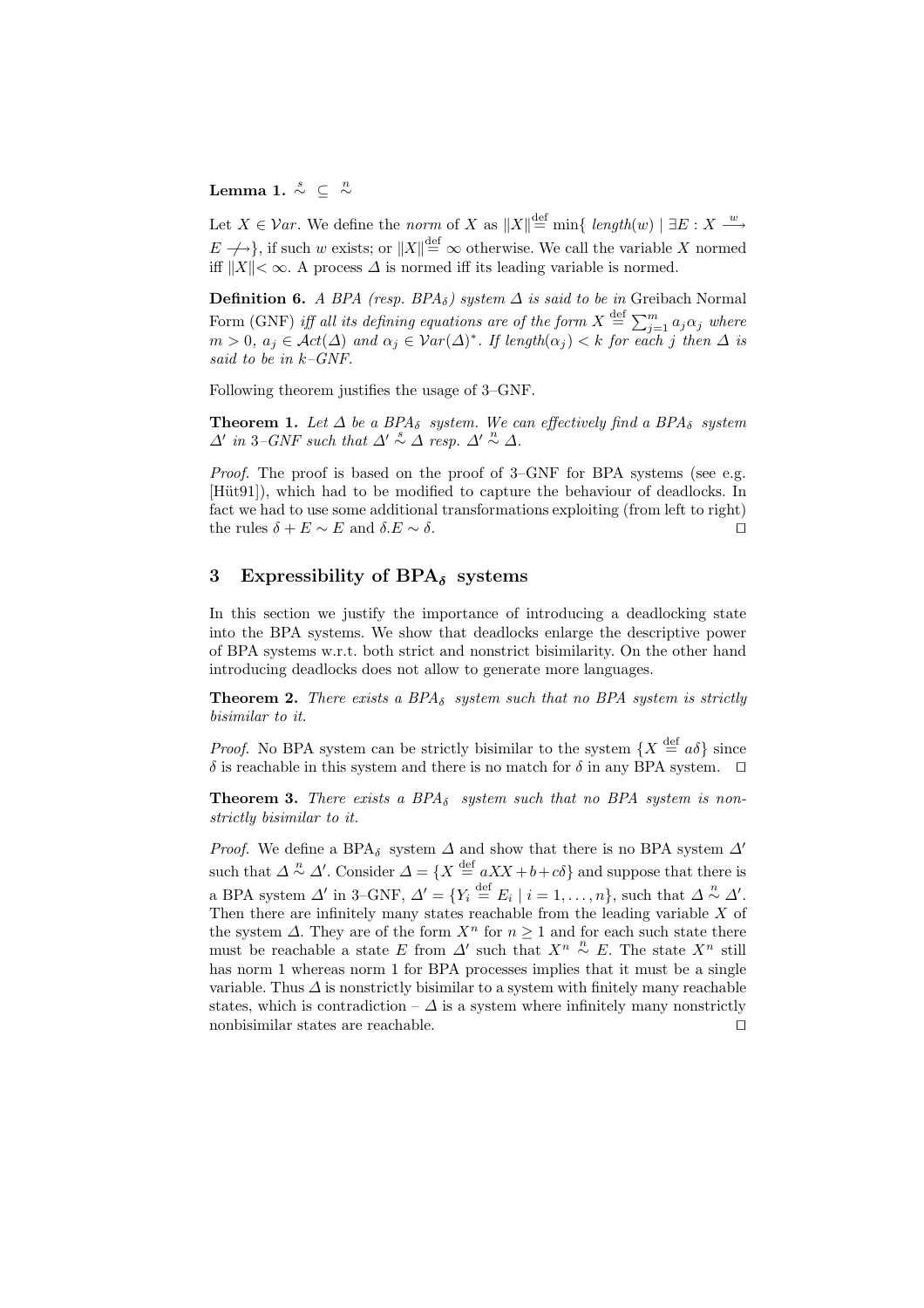**Lemma 1.** $\overset{s}{\sim} \subseteq \overset{n}{\sim}$

Let $X \in \mathcal{V}ar$. We define the *norm* of $X$ as $\|X\| \overset{\text{def}}{=} \min\{\ \mathit{length}(w) \mid \exists E : X \overset{w}{\longrightarrow} E \not\longrightarrow\}$, if such $w$ exists; or $\|X\| \overset{\text{def}}{=} \infty$ otherwise. We call the variable $X$ normed iff $\|X\| < \infty$. A process $\Delta$ is normed iff its leading variable is normed.

**Definition 6.** *A BPA (resp. BPA$_\delta$) system $\Delta$ is said to be in* Greibach Normal Form (GNF) *iff all its defining equations are of the form $X \overset{\text{def}}{=} \sum_{j=1}^{m} a_j \alpha_j$ where $m > 0$, $a_j \in \mathcal{A}ct(\Delta)$ and $\alpha_j \in \mathcal{V}ar(\Delta)^*$. If $\mathit{length}(\alpha_j) < k$ for each $j$ then $\Delta$ is said to be in $k$–GNF.*

Following theorem justifies the usage of 3–GNF.

**Theorem 1.** *Let $\Delta$ be a BPA$_\delta$ system. We can effectively find a BPA$_\delta$ system $\Delta'$ in 3–GNF such that $\Delta' \overset{s}{\sim} \Delta$ resp. $\Delta' \overset{n}{\sim} \Delta$.*

*Proof.* The proof is based on the proof of 3–GNF for BPA systems (see e.g. [Hüt91]), which had to be modified to capture the behaviour of deadlocks. In fact we had to use some additional transformations exploiting (from left to right) the rules $\delta + E \sim E$ and $\delta.E \sim \delta$. □

## 3 Expressibility of BPA$_\delta$ systems

In this section we justify the importance of introducing a deadlocking state into the BPA systems. We show that deadlocks enlarge the descriptive power of BPA systems w.r.t. both strict and nonstrict bisimilarity. On the other hand introducing deadlocks does not allow to generate more languages.

**Theorem 2.** *There exists a BPA$_\delta$ system such that no BPA system is strictly bisimilar to it.*

*Proof.* No BPA system can be strictly bisimilar to the system $\{X \overset{\text{def}}{=} a\delta\}$ since $\delta$ is reachable in this system and there is no match for $\delta$ in any BPA system. □

**Theorem 3.** *There exists a BPA$_\delta$ system such that no BPA system is nonstrictly bisimilar to it.*

*Proof.* We define a BPA$_\delta$ system $\Delta$ and show that there is no BPA system $\Delta'$ such that $\Delta \overset{n}{\sim} \Delta'$. Consider $\Delta = \{X \overset{\text{def}}{=} aXX + b + c\delta\}$ and suppose that there is a BPA system $\Delta'$ in 3–GNF, $\Delta' = \{Y_i \overset{\text{def}}{=} E_i \mid i = 1, \ldots, n\}$, such that $\Delta \overset{n}{\sim} \Delta'$. Then there are infinitely many states reachable from the leading variable $X$ of the system $\Delta$. They are of the form $X^n$ for $n \geq 1$ and for each such state there must be reachable a state $E$ from $\Delta'$ such that $X^n \overset{n}{\sim} E$. The state $X^n$ still has norm 1 whereas norm 1 for BPA processes implies that it must be a single variable. Thus $\Delta$ is nonstrictly bisimilar to a system with finitely many reachable states, which is contradiction – $\Delta$ is a system where infinitely many nonstrictly nonbisimilar states are reachable. □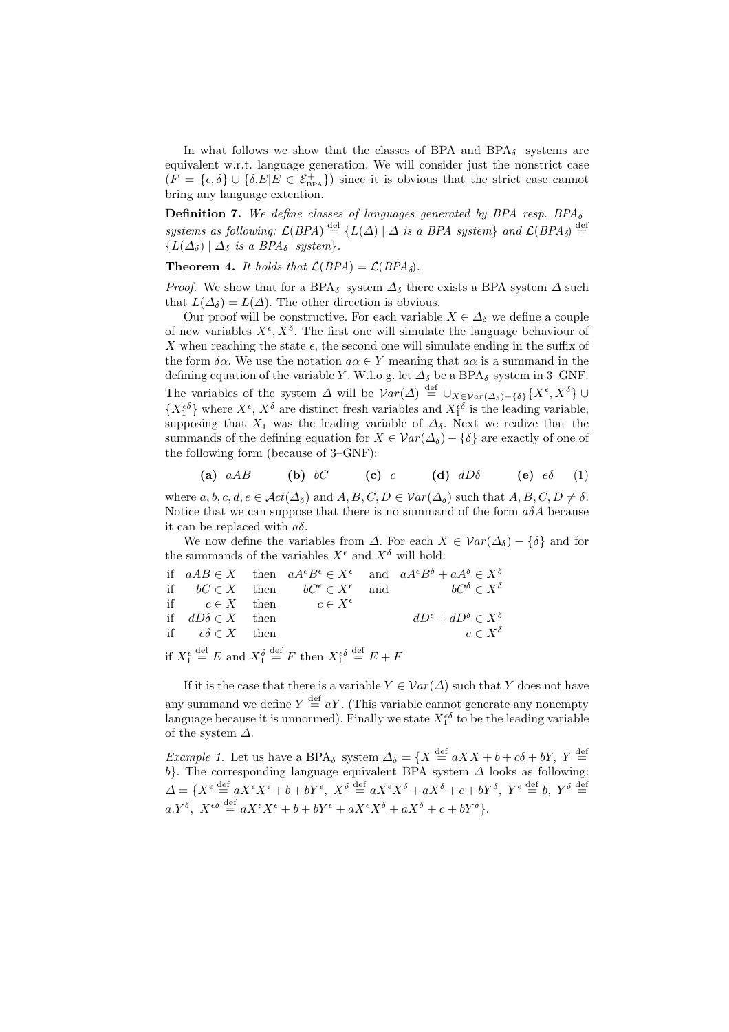In what follows we show that the classes of BPA and BPA$_\delta$ systems are equivalent w.r.t. language generation. We will consider just the nonstrict case ($F = \{\epsilon, \delta\} \cup \{\delta.E | E \in \mathcal{E}^+_{\text{BPA}}\}$) since it is obvious that the strict case cannot bring any language extention.

**Definition 7.** *We define classes of languages generated by BPA resp. BPA$_\delta$ systems as following: $\mathcal{L}(BPA) \stackrel{\text{def}}{=} \{L(\Delta) \mid \Delta \text{ is a BPA system}\}$ and $\mathcal{L}(BPA_\delta) \stackrel{\text{def}}{=} \{L(\Delta_\delta) \mid \Delta_\delta \text{ is a BPA}_\delta \text{ system}\}$.*

**Theorem 4.** *It holds that $\mathcal{L}(BPA) = \mathcal{L}(BPA_\delta)$.*

*Proof.* We show that for a BPA$_\delta$ system $\Delta_\delta$ there exists a BPA system $\Delta$ such that $L(\Delta_\delta) = L(\Delta)$. The other direction is obvious.

Our proof will be constructive. For each variable $X \in \Delta_\delta$ we define a couple of new variables $X^\epsilon, X^\delta$. The first one will simulate the language behaviour of $X$ when reaching the state $\epsilon$, the second one will simulate ending in the suffix of the form $\delta\alpha$. We use the notation $a\alpha \in Y$ meaning that $a\alpha$ is a summand in the defining equation of the variable $Y$. W.l.o.g. let $\Delta_\delta$ be a BPA$_\delta$ system in 3–GNF. The variables of the system $\Delta$ will be $\mathcal{V}ar(\Delta) \stackrel{\text{def}}{=} \cup_{X \in \mathcal{V}ar(\Delta_\delta) - \{\delta\}} \{X^\epsilon, X^\delta\} \cup \{X_1^{\epsilon\delta}\}$ where $X^\epsilon$, $X^\delta$ are distinct fresh variables and $X_1^{\epsilon\delta}$ is the leading variable, supposing that $X_1$ was the leading variable of $\Delta_\delta$. Next we realize that the summands of the defining equation for $X \in \mathcal{V}ar(\Delta_\delta) - \{\delta\}$ are exactly of one of the following form (because of 3–GNF):

$$\textbf{(a)}\ aAB \qquad \textbf{(b)}\ bC \qquad \textbf{(c)}\ c \qquad \textbf{(d)}\ dD\delta \qquad \textbf{(e)}\ e\delta \qquad (1)$$

where $a, b, c, d, e \in \mathcal{A}ct(\Delta_\delta)$ and $A, B, C, D \in \mathcal{V}ar(\Delta_\delta)$ such that $A, B, C, D \neq \delta$. Notice that we can suppose that there is no summand of the form $a\delta A$ because it can be replaced with $a\delta$.

We now define the variables from $\Delta$. For each $X \in \mathcal{V}ar(\Delta_\delta) - \{\delta\}$ and for the summands of the variables $X^\epsilon$ and $X^\delta$ will hold:

| | | | | | |
|---|---|---|---|---|---|
| if | $aAB \in X$ | then | $aA^\epsilon B^\epsilon \in X^\epsilon$ | and | $aA^\epsilon B^\delta + aA^\delta \in X^\delta$ |
| if | $bC \in X$ | then | $bC^\epsilon \in X^\epsilon$ | and | $bC^\delta \in X^\delta$ |
| if | $c \in X$ | then | $c \in X^\epsilon$ | | |
| if | $dD\delta \in X$ | then | | | $dD^\epsilon + dD^\delta \in X^\delta$ |
| if | $e\delta \in X$ | then | | | $e \in X^\delta$ |

if $X_1^\epsilon \stackrel{\text{def}}{=} E$ and $X_1^\delta \stackrel{\text{def}}{=} F$ then $X_1^{\epsilon\delta} \stackrel{\text{def}}{=} E + F$

If it is the case that there is a variable $Y \in \mathcal{V}ar(\Delta)$ such that $Y$ does not have any summand we define $Y \stackrel{\text{def}}{=} aY$. (This variable cannot generate any nonempty language because it is unnormed). Finally we state $X_1^{\epsilon\delta}$ to be the leading variable of the system $\Delta$.

*Example 1.* Let us have a BPA$_\delta$ system $\Delta_\delta = \{X \stackrel{\text{def}}{=} aXX + b + c\delta + bY,\ Y \stackrel{\text{def}}{=} b\}$. The corresponding language equivalent BPA system $\Delta$ looks as following: $\Delta = \{X^\epsilon \stackrel{\text{def}}{=} aX^\epsilon X^\epsilon + b + bY^\epsilon,\ X^\delta \stackrel{\text{def}}{=} aX^\epsilon X^\delta + aX^\delta + c + bY^\delta,\ Y^\epsilon \stackrel{\text{def}}{=} b,\ Y^\delta \stackrel{\text{def}}{=} a.Y^\delta,\ X^{\epsilon\delta} \stackrel{\text{def}}{=} aX^\epsilon X^\epsilon + b + bY^\epsilon + aX^\epsilon X^\delta + aX^\delta + c + bY^\delta\}$.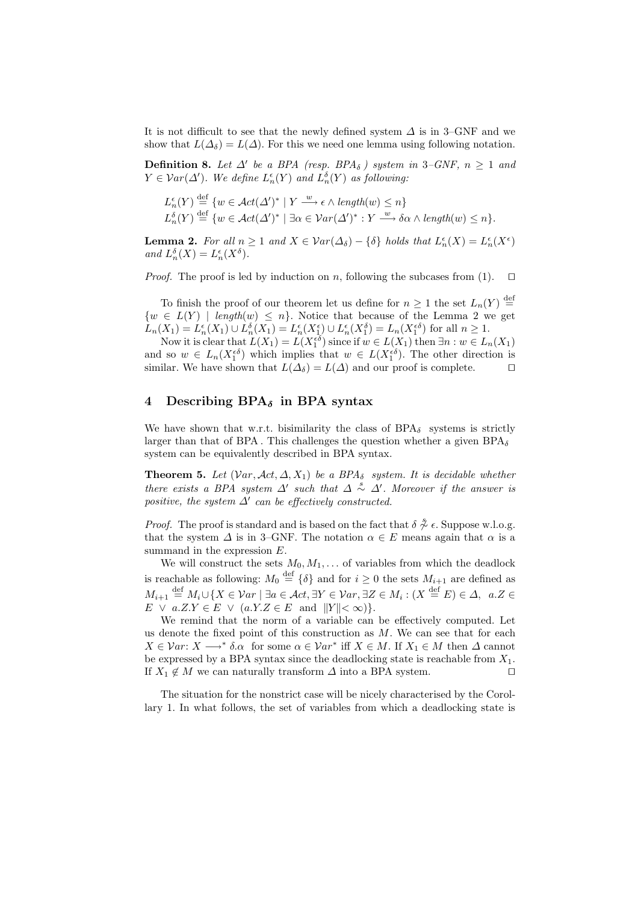It is not difficult to see that the newly defined system $\Delta$ is in 3–GNF and we show that $L(\Delta_\delta) = L(\Delta)$. For this we need one lemma using following notation.

**Definition 8.** *Let $\Delta'$ be a BPA (resp. BPA$_\delta$ ) system in 3–GNF, $n \geq 1$ and $Y \in \mathcal{V}ar(\Delta')$. We define $L^\epsilon_n(Y)$ and $L^\delta_n(Y)$ as following:*

$$L^\epsilon_n(Y) \stackrel{\text{def}}{=} \{w \in \mathcal{A}ct(\Delta')^* \mid Y \stackrel{w}{\longrightarrow} \epsilon \wedge \textit{length}(w) \leq n\}$$
$$L^\delta_n(Y) \stackrel{\text{def}}{=} \{w \in \mathcal{A}ct(\Delta')^* \mid \exists \alpha \in \mathcal{V}ar(\Delta')^* : Y \stackrel{w}{\longrightarrow} \delta\alpha \wedge \textit{length}(w) \leq n\}.$$

**Lemma 2.** *For all $n \geq 1$ and $X \in \mathcal{V}ar(\Delta_\delta) - \{\delta\}$ holds that $L^\epsilon_n(X) = L^\epsilon_n(X^\epsilon)$ and $L^\delta_n(X) = L^\epsilon_n(X^\delta)$.*

*Proof.* The proof is led by induction on $n$, following the subcases from (1). $\square$

To finish the proof of our theorem let us define for $n \geq 1$ the set $L_n(Y) \stackrel{\text{def}}{=} \{w \in L(Y) \mid \textit{length}(w) \leq n\}$. Notice that because of the Lemma 2 we get $L_n(X_1) = L^\epsilon_n(X_1) \cup L^\delta_n(X_1) = L^\epsilon_n(X^\epsilon_1) \cup L^\epsilon_n(X^\delta_1) = L_n(X^{\epsilon\delta}_1)$ for all $n \geq 1$.

Now it is clear that $L(X_1) = L(X^{\epsilon\delta}_1)$ since if $w \in L(X_1)$ then $\exists n : w \in L_n(X_1)$ and so $w \in L_n(X^{\epsilon\delta}_1)$ which implies that $w \in L(X^{\epsilon\delta}_1)$. The other direction is similar. We have shown that $L(\Delta_\delta) = L(\Delta)$ and our proof is complete. $\square$

## 4 Describing BPA$_\delta$ in BPA syntax

We have shown that w.r.t. bisimilarity the class of BPA$_\delta$ systems is strictly larger than that of BPA . This challenges the question whether a given BPA$_\delta$ system can be equivalently described in BPA syntax.

**Theorem 5.** *Let $(\mathcal{V}ar, \mathcal{A}ct, \Delta, X_1)$ be a BPA$_\delta$ system. It is decidable whether there exists a BPA system $\Delta'$ such that $\Delta \stackrel{s}{\sim} \Delta'$. Moreover if the answer is positive, the system $\Delta'$ can be effectively constructed.*

*Proof.* The proof is standard and is based on the fact that $\delta \stackrel{s}{\not\sim} \epsilon$. Suppose w.l.o.g. that the system $\Delta$ is in 3–GNF. The notation $\alpha \in E$ means again that $\alpha$ is a summand in the expression $E$.

We will construct the sets $M_0, M_1, \ldots$ of variables from which the deadlock is reachable as following: $M_0 \stackrel{\text{def}}{=} \{\delta\}$ and for $i \geq 0$ the sets $M_{i+1}$ are defined as $M_{i+1} \stackrel{\text{def}}{=} M_i \cup \{X \in \mathcal{V}ar \mid \exists a \in \mathcal{A}ct, \exists Y \in \mathcal{V}ar, \exists Z \in M_i : (X \stackrel{\text{def}}{=} E) \in \Delta,\ a.Z \in E \ \vee\ a.Z.Y \in E \ \vee\ (a.Y.Z \in E \ \text{ and } \ \|Y\| < \infty)\}$.

We remind that the norm of a variable can be effectively computed. Let us denote the fixed point of this construction as $M$. We can see that for each $X \in \mathcal{V}ar$: $X \longrightarrow^* \delta.\alpha$ for some $\alpha \in \mathcal{V}ar^*$ iff $X \in M$. If $X_1 \in M$ then $\Delta$ cannot be expressed by a BPA syntax since the deadlocking state is reachable from $X_1$. If $X_1 \notin M$ we can naturally transform $\Delta$ into a BPA system. $\square$

The situation for the nonstrict case will be nicely characterised by the Corollary 1. In what follows, the set of variables from which a deadlocking state is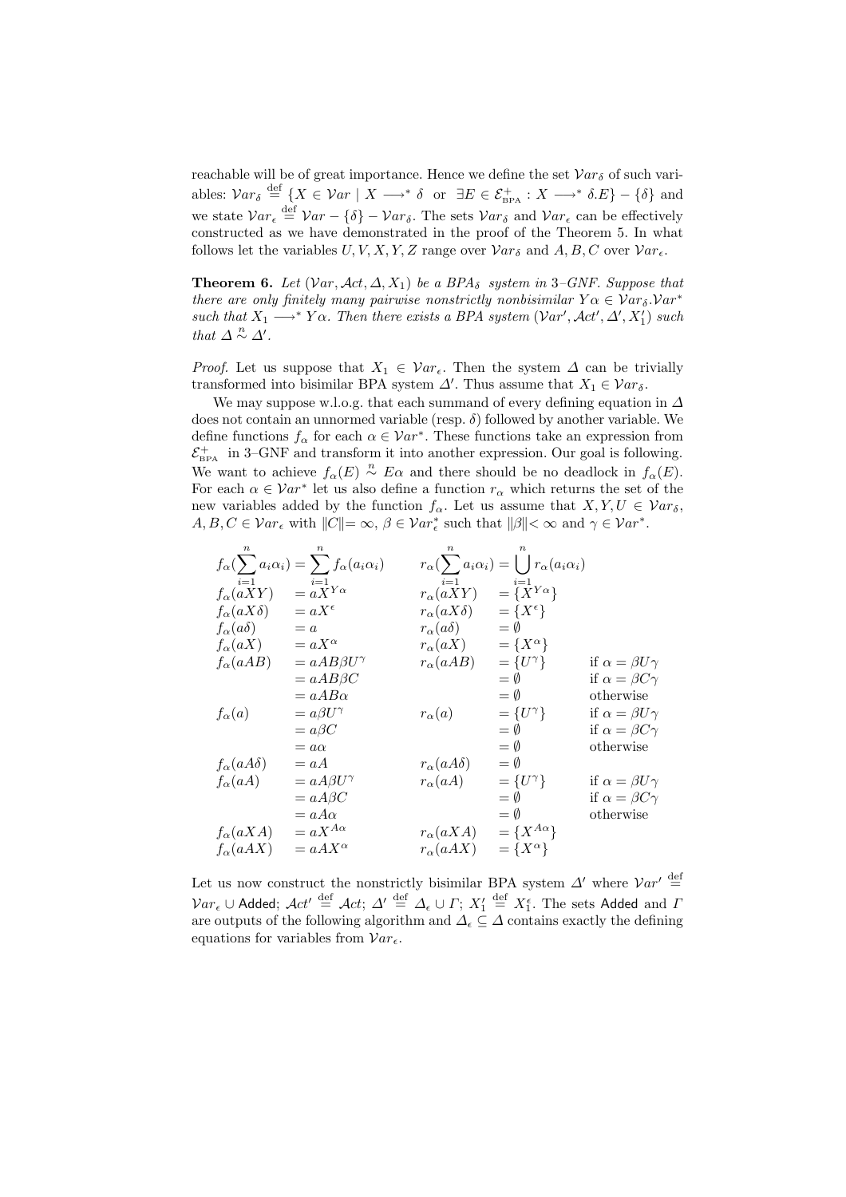reachable will be of great importance. Hence we define the set $\mathcal{V}ar_\delta$ of such variables: $\mathcal{V}ar_\delta \stackrel{\text{def}}{=} \{X \in \mathcal{V}ar \mid X \longrightarrow^* \delta \text{ or } \exists E \in \mathcal{E}^+_{\text{BPA}} : X \longrightarrow^* \delta.E\} - \{\delta\}$ and we state $\mathcal{V}ar_\epsilon \stackrel{\text{def}}{=} \mathcal{V}ar - \{\delta\} - \mathcal{V}ar_\delta$. The sets $\mathcal{V}ar_\delta$ and $\mathcal{V}ar_\epsilon$ can be effectively constructed as we have demonstrated in the proof of the Theorem 5. In what follows let the variables $U, V, X, Y, Z$ range over $\mathcal{V}ar_\delta$ and $A, B, C$ over $\mathcal{V}ar_\epsilon$.

**Theorem 6.** *Let $(\mathcal{V}ar, \mathcal{A}ct, \Delta, X_1)$ be a BPA$_\delta$ system in 3–GNF. Suppose that there are only finitely many pairwise nonstrictly nonbisimilar $Y\alpha \in \mathcal{V}ar_\delta.\mathcal{V}ar^*$ such that $X_1 \longrightarrow^* Y\alpha$. Then there exists a BPA system $(\mathcal{V}ar', \mathcal{A}ct', \Delta', X_1')$ such that $\Delta \stackrel{n}{\sim} \Delta'$.*

*Proof.* Let us suppose that $X_1 \in \mathcal{V}ar_\epsilon$. Then the system $\Delta$ can be trivially transformed into bisimilar BPA system $\Delta'$. Thus assume that $X_1 \in \mathcal{V}ar_\delta$.

We may suppose w.l.o.g. that each summand of every defining equation in $\Delta$ does not contain an unnormed variable (resp. $\delta$) followed by another variable. We define functions $f_\alpha$ for each $\alpha \in \mathcal{V}ar^*$. These functions take an expression from $\mathcal{E}^+_{\text{BPA}}$ in 3–GNF and transform it into another expression. Our goal is following. We want to achieve $f_\alpha(E) \stackrel{n}{\sim} E\alpha$ and there should be no deadlock in $f_\alpha(E)$. For each $\alpha \in \mathcal{V}ar^*$ let us also define a function $r_\alpha$ which returns the set of the new variables added by the function $f_\alpha$. Let us assume that $X, Y, U \in \mathcal{V}ar_\delta$, $A, B, C \in \mathcal{V}ar_\epsilon$ with $\|C\| = \infty$, $\beta \in \mathcal{V}ar_\epsilon^*$ such that $\|\beta\| < \infty$ and $\gamma \in \mathcal{V}ar^*$.

$$
\begin{array}{llllll}
f_\alpha(\sum_{i=1}^n a_i\alpha_i) & = \sum_{i=1}^n f_\alpha(a_i\alpha_i) & & r_\alpha(\sum_{i=1}^n a_i\alpha_i) & = \bigcup_{i=1}^n r_\alpha(a_i\alpha_i) & \\
f_\alpha(aXY) & = aX^{Y\alpha} & & r_\alpha(aXY) & = \{X^{Y\alpha}\} & \\
f_\alpha(aX\delta) & = aX^\epsilon & & r_\alpha(aX\delta) & = \{X^\epsilon\} & \\
f_\alpha(a\delta) & = a & & r_\alpha(a\delta) & = \emptyset & \\
f_\alpha(aX) & = aX^\alpha & & r_\alpha(aX) & = \{X^\alpha\} & \\
f_\alpha(aAB) & = aAB\beta U^\gamma & & r_\alpha(aAB) & = \{U^\gamma\} & \text{if } \alpha = \beta U\gamma \\
 & = aAB\beta C & & & = \emptyset & \text{if } \alpha = \beta C\gamma \\
 & = aAB\alpha & & & = \emptyset & \text{otherwise} \\
f_\alpha(a) & = a\beta U^\gamma & & r_\alpha(a) & = \{U^\gamma\} & \text{if } \alpha = \beta U\gamma \\
 & = a\beta C & & & = \emptyset & \text{if } \alpha = \beta C\gamma \\
 & = a\alpha & & & = \emptyset & \text{otherwise} \\
f_\alpha(aA\delta) & = aA & & r_\alpha(aA\delta) & = \emptyset & \\
f_\alpha(aA) & = aA\beta U^\gamma & & r_\alpha(aA) & = \{U^\gamma\} & \text{if } \alpha = \beta U\gamma \\
 & = aA\beta C & & & = \emptyset & \text{if } \alpha = \beta C\gamma \\
 & = aA\alpha & & & = \emptyset & \text{otherwise} \\
f_\alpha(aXA) & = aX^{A\alpha} & & r_\alpha(aXA) & = \{X^{A\alpha}\} & \\
f_\alpha(aAX) & = aAX^\alpha & & r_\alpha(aAX) & = \{X^\alpha\} & 
\end{array}
$$

Let us now construct the nonstrictly bisimilar BPA system $\Delta'$ where $\mathcal{V}ar' \stackrel{\text{def}}{=} \mathcal{V}ar_\epsilon \cup \mathsf{Added}$; $\mathcal{A}ct' \stackrel{\text{def}}{=} \mathcal{A}ct$; $\Delta' \stackrel{\text{def}}{=} \Delta_\epsilon \cup \Gamma$; $X_1' \stackrel{\text{def}}{=} X_1^\epsilon$. The sets $\mathsf{Added}$ and $\Gamma$ are outputs of the following algorithm and $\Delta_\epsilon \subseteq \Delta$ contains exactly the defining equations for variables from $\mathcal{V}ar_\epsilon$.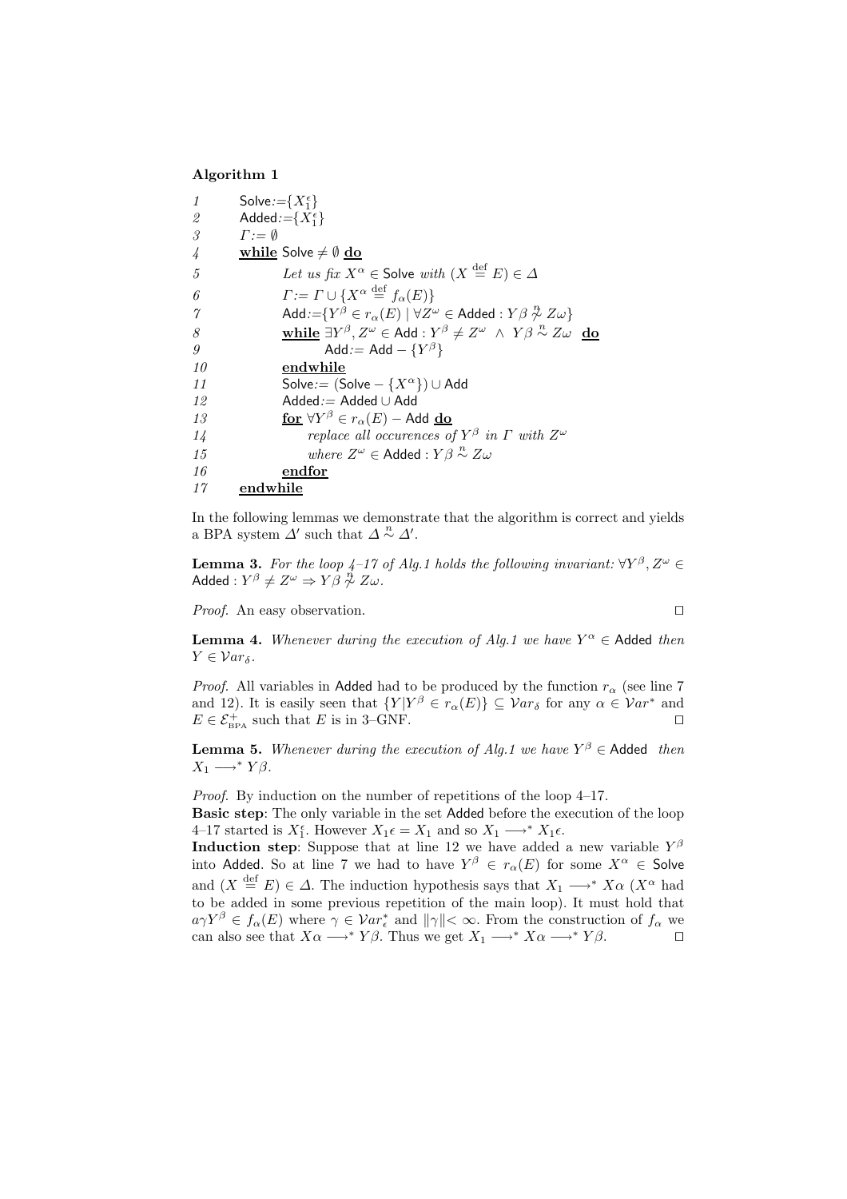**Algorithm 1**

```
1     Solve:={X_1^ε}
2     Added:={X_1^ε}
3     Γ:= ∅
4     while Solve ≠ ∅ do
5           Let us fix X^α ∈ Solve with (X =def E) ∈ Δ
6           Γ:= Γ ∪ {X^α =def f_α(E)}
7           Add:={Y^β ∈ r_α(E) | ∀Z^ω ∈ Added : Yβ ≁^n Zω}
8           while ∃Y^β, Z^ω ∈ Add : Y^β ≠ Z^ω ∧ Yβ ~^n Zω do
9                 Add:= Add − {Y^β}
10          endwhile
11          Solve:= (Solve − {X^α}) ∪ Add
12          Added:= Added ∪ Add
13          for ∀Y^β ∈ r_α(E) − Add do
14               replace all occurences of Y^β in Γ with Z^ω
15               where Z^ω ∈ Added : Yβ ~^n Zω
16          endfor
17    endwhile
```

In the following lemmas we demonstrate that the algorithm is correct and yields a BPA system $\Delta'$ such that $\Delta \overset{n}{\sim} \Delta'$.

**Lemma 3.** *For the loop 4–17 of Alg.1 holds the following invariant:* $\forall Y^\beta, Z^\omega \in$ $\mathsf{Added} : Y^\beta \neq Z^\omega \Rightarrow Y\beta \overset{n}{\not\sim} Z\omega$.

*Proof.* An easy observation. $\square$

**Lemma 4.** *Whenever during the execution of Alg.1 we have* $Y^\alpha \in \mathsf{Added}$ *then* $Y \in \mathcal{V}ar_\delta$.

*Proof.* All variables in $\mathsf{Added}$ had to be produced by the function $r_\alpha$ (see line 7 and 12). It is easily seen that $\{Y | Y^\beta \in r_\alpha(E)\} \subseteq \mathcal{V}ar_\delta$ for any $\alpha \in \mathcal{V}ar^*$ and $E \in \mathcal{E}^+_{\text{BPA}}$ such that $E$ is in 3–GNF. $\square$

**Lemma 5.** *Whenever during the execution of Alg.1 we have* $Y^\beta \in \mathsf{Added}$ *then* $X_1 \longrightarrow^* Y\beta$.

*Proof.* By induction on the number of repetitions of the loop 4–17.

**Basic step**: The only variable in the set $\mathsf{Added}$ before the execution of the loop 4–17 started is $X_1^\epsilon$. However $X_1\epsilon = X_1$ and so $X_1 \longrightarrow^* X_1\epsilon$.

**Induction step**: Suppose that at line 12 we have added a new variable $Y^\beta$ into $\mathsf{Added}$. So at line 7 we had to have $Y^\beta \in r_\alpha(E)$ for some $X^\alpha \in \mathsf{Solve}$ and $(X \overset{\text{def}}{=} E) \in \Delta$. The induction hypothesis says that $X_1 \longrightarrow^* X\alpha$ ($X^\alpha$ had to be added in some previous repetition of the main loop). It must hold that $a\gamma Y^\beta \in f_\alpha(E)$ where $\gamma \in \mathcal{V}ar^*_\epsilon$ and $\|\gamma\| < \infty$. From the construction of $f_\alpha$ we can also see that $X\alpha \longrightarrow^* Y\beta$. Thus we get $X_1 \longrightarrow^* X\alpha \longrightarrow^* Y\beta$. $\square$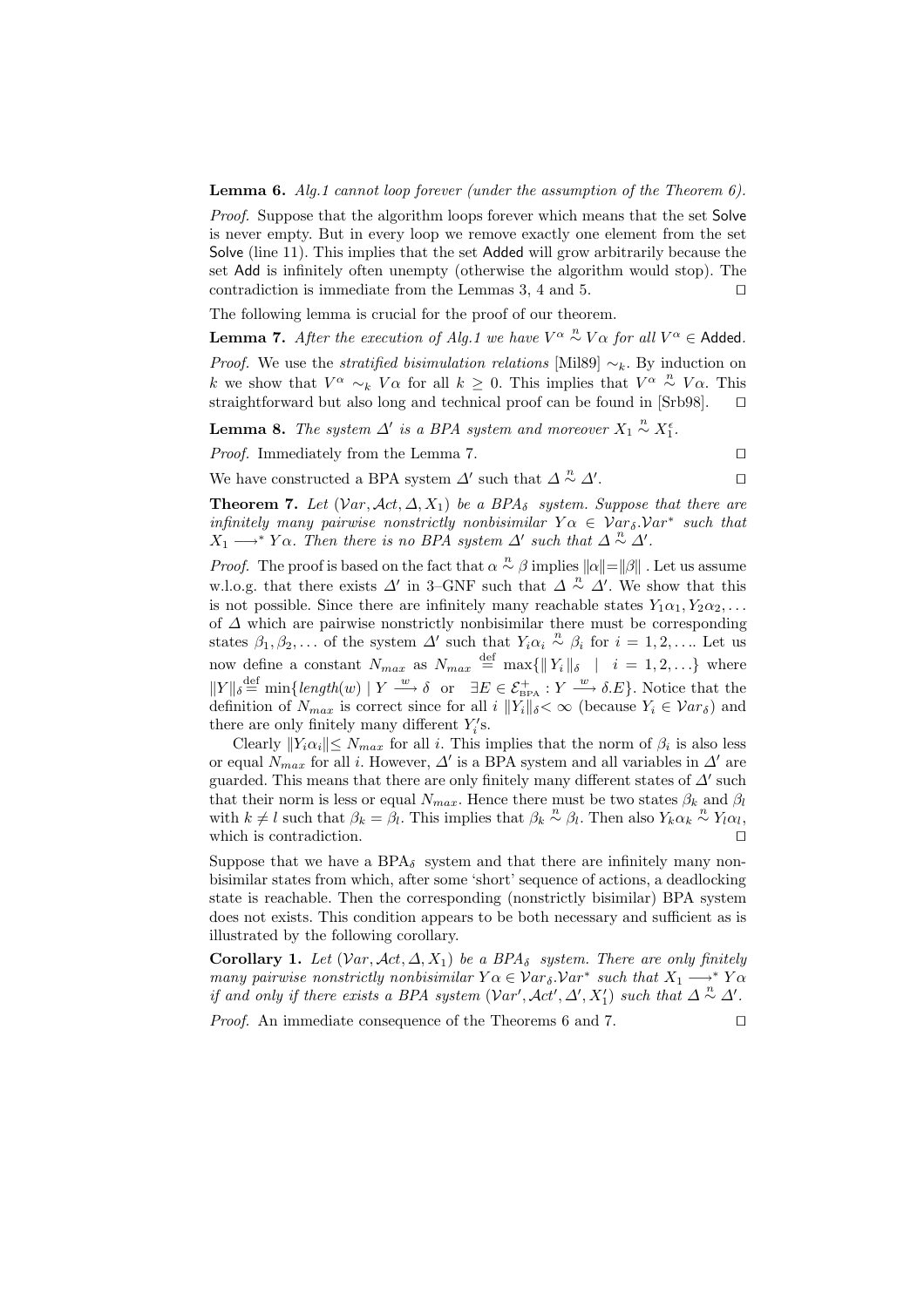**Lemma 6.** *Alg.1 cannot loop forever (under the assumption of the Theorem 6).*

*Proof.* Suppose that the algorithm loops forever which means that the set Solve is never empty. But in every loop we remove exactly one element from the set Solve (line 11). This implies that the set Added will grow arbitrarily because the set Add is infinitely often unempty (otherwise the algorithm would stop). The contradiction is immediate from the Lemmas 3, 4 and 5. □

The following lemma is crucial for the proof of our theorem.

**Lemma 7.** *After the execution of Alg.1 we have $V^\alpha \overset{n}{\sim} V\alpha$ for all $V^\alpha \in$ Added.*

*Proof.* We use the *stratified bisimulation relations* [Mil89] $\sim_k$. By induction on $k$ we show that $V^\alpha \sim_k V\alpha$ for all $k \geq 0$. This implies that $V^\alpha \overset{n}{\sim} V\alpha$. This straightforward but also long and technical proof can be found in [Srb98]. □

**Lemma 8.** *The system $\Delta'$ is a BPA system and moreover $X_1 \overset{n}{\sim} X_1^\epsilon$.*

*Proof.* Immediately from the Lemma 7. □

We have constructed a BPA system $\Delta'$ such that $\Delta \overset{n}{\sim} \Delta'$. □

**Theorem 7.** *Let $(\mathcal{V}ar, \mathcal{A}ct, \Delta, X_1)$ be a $BPA_\delta$ system. Suppose that there are infinitely many pairwise nonstrictly nonbisimilar $Y\alpha \in \mathcal{V}ar_\delta.\mathcal{V}ar^*$ such that $X_1 \longrightarrow^* Y\alpha$. Then there is no BPA system $\Delta'$ such that $\Delta \overset{n}{\sim} \Delta'$.*

*Proof.* The proof is based on the fact that $\alpha \overset{n}{\sim} \beta$ implies $\|\alpha\| = \|\beta\|$. Let us assume w.l.o.g. that there exists $\Delta'$ in 3–GNF such that $\Delta \overset{n}{\sim} \Delta'$. We show that this is not possible. Since there are infinitely many reachable states $Y_1\alpha_1, Y_2\alpha_2, \ldots$ of $\Delta$ which are pairwise nonstrictly nonbisimilar there must be corresponding states $\beta_1, \beta_2, \ldots$ of the system $\Delta'$ such that $Y_i\alpha_i \overset{n}{\sim} \beta_i$ for $i = 1, 2, \ldots$. Let us now define a constant $N_{max}$ as $N_{max} \overset{\text{def}}{=} \max\{\|Y_i\|_\delta \mid i = 1, 2, \ldots\}$ where $\|Y\|_\delta \overset{\text{def}}{=} \min\{length(w) \mid Y \overset{w}{\longrightarrow} \delta \text{ or } \exists E \in \mathcal{E}^+_{\text{BPA}} : Y \overset{w}{\longrightarrow} \delta.E\}$. Notice that the definition of $N_{max}$ is correct since for all $i$ $\|Y_i\|_\delta < \infty$ (because $Y_i \in \mathcal{V}ar_\delta$) and there are only finitely many different $Y_i'$s.

Clearly $\|Y_i\alpha_i\| \leq N_{max}$ for all $i$. This implies that the norm of $\beta_i$ is also less or equal $N_{max}$ for all $i$. However, $\Delta'$ is a BPA system and all variables in $\Delta'$ are guarded. This means that there are only finitely many different states of $\Delta'$ such that their norm is less or equal $N_{max}$. Hence there must be two states $\beta_k$ and $\beta_l$ with $k \neq l$ such that $\beta_k = \beta_l$. This implies that $\beta_k \overset{n}{\sim} \beta_l$. Then also $Y_k\alpha_k \overset{n}{\sim} Y_l\alpha_l$, which is contradiction. □

Suppose that we have a $\text{BPA}_\delta$ system and that there are infinitely many nonbisimilar states from which, after some 'short' sequence of actions, a deadlocking state is reachable. Then the corresponding (nonstrictly bisimilar) BPA system does not exists. This condition appears to be both necessary and sufficient as is illustrated by the following corollary.

**Corollary 1.** *Let $(\mathcal{V}ar, \mathcal{A}ct, \Delta, X_1)$ be a $BPA_\delta$ system. There are only finitely many pairwise nonstrictly nonbisimilar $Y\alpha \in \mathcal{V}ar_\delta.\mathcal{V}ar^*$ such that $X_1 \longrightarrow^* Y\alpha$ if and only if there exists a BPA system $(\mathcal{V}ar', \mathcal{A}ct', \Delta', X_1')$ such that $\Delta \overset{n}{\sim} \Delta'$.*

*Proof.* An immediate consequence of the Theorems 6 and 7. □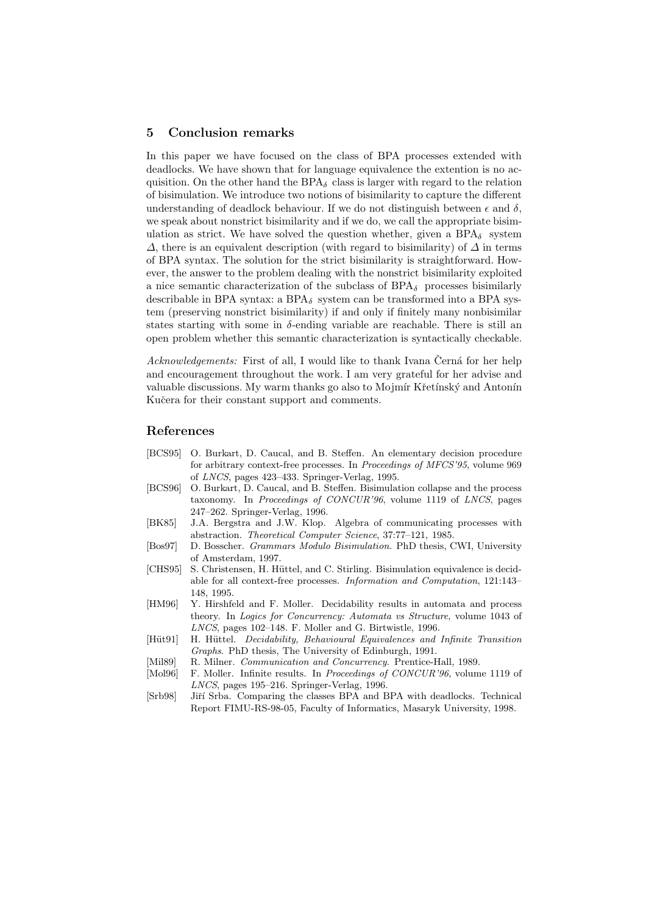## 5 Conclusion remarks

In this paper we have focused on the class of BPA processes extended with deadlocks. We have shown that for language equivalence the extention is no acquisition. On the other hand the $\text{BPA}_\delta$ class is larger with regard to the relation of bisimulation. We introduce two notions of bisimilarity to capture the different understanding of deadlock behaviour. If we do not distinguish between $\epsilon$ and $\delta$, we speak about nonstrict bisimilarity and if we do, we call the appropriate bisimulation as strict. We have solved the question whether, given a $\text{BPA}_\delta$ system $\Delta$, there is an equivalent description (with regard to bisimilarity) of $\Delta$ in terms of BPA syntax. The solution for the strict bisimilarity is straightforward. However, the answer to the problem dealing with the nonstrict bisimilarity exploited a nice semantic characterization of the subclass of $\text{BPA}_\delta$ processes bisimilarly describable in BPA syntax: a $\text{BPA}_\delta$ system can be transformed into a BPA system (preserving nonstrict bisimilarity) if and only if finitely many nonbisimilar states starting with some in $\delta$-ending variable are reachable. There is still an open problem whether this semantic characterization is syntactically checkable.

*Acknowledgements:* First of all, I would like to thank Ivana Černá for her help and encouragement throughout the work. I am very grateful for her advise and valuable discussions. My warm thanks go also to Mojmír Křetínský and Antonín Kučera for their constant support and comments.

## References

- [BCS95] O. Burkart, D. Caucal, and B. Steffen. An elementary decision procedure for arbitrary context-free processes. In *Proceedings of MFCS'95*, volume 969 of *LNCS*, pages 423–433. Springer-Verlag, 1995.
- [BCS96] O. Burkart, D. Caucal, and B. Steffen. Bisimulation collapse and the process taxonomy. In *Proceedings of CONCUR'96*, volume 1119 of *LNCS*, pages 247–262. Springer-Verlag, 1996.
- [BK85] J.A. Bergstra and J.W. Klop. Algebra of communicating processes with abstraction. *Theoretical Computer Science*, 37:77–121, 1985.
- [Bos97] D. Bosscher. *Grammars Modulo Bisimulation*. PhD thesis, CWI, University of Amsterdam, 1997.
- [CHS95] S. Christensen, H. Hüttel, and C. Stirling. Bisimulation equivalence is decidable for all context-free processes. *Information and Computation*, 121:143–148, 1995.
- [HM96] Y. Hirshfeld and F. Moller. Decidability results in automata and process theory. In *Logics for Concurrency: Automata vs Structure*, volume 1043 of *LNCS*, pages 102–148. F. Moller and G. Birtwistle, 1996.
- [Hüt91] H. Hüttel. *Decidability, Behavioural Equivalences and Infinite Transition Graphs*. PhD thesis, The University of Edinburgh, 1991.
- [Mil89] R. Milner. *Communication and Concurrency*. Prentice-Hall, 1989.
- [Mol96] F. Moller. Infinite results. In *Proceedings of CONCUR'96*, volume 1119 of *LNCS*, pages 195–216. Springer-Verlag, 1996.
- [Srb98] Jiří Srba. Comparing the classes BPA and BPA with deadlocks. Technical Report FIMU-RS-98-05, Faculty of Informatics, Masaryk University, 1998.